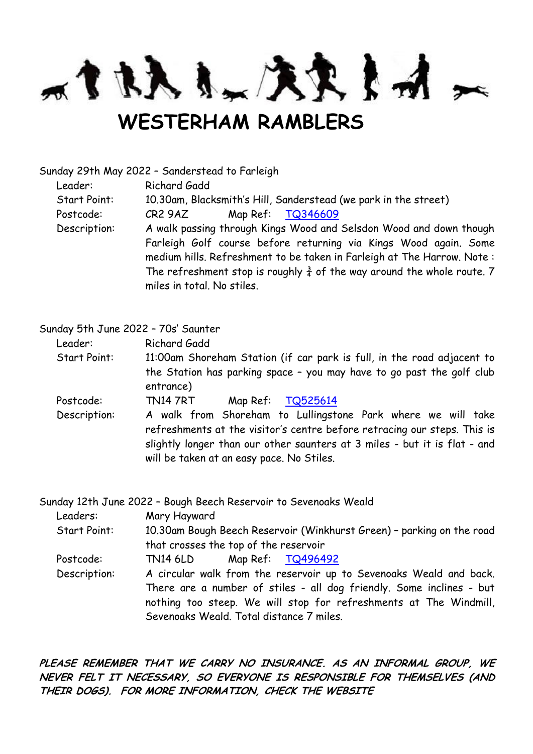# WESTERHAM RAMBLERS

Sunday 29th May 2022 – Sanderstead to Farleigh

| | |
|---|---|
| Leader: | Richard Gadd |
| Start Point: | 10.30am, Blacksmith's Hill, Sanderstead (we park in the street) |
| Postcode: | CR2 9AZ    Map Ref: [TQ346609]() |
| Description: | A walk passing through Kings Wood and Selsdon Wood and down though Farleigh Golf course before returning via Kings Wood again. Some medium hills. Refreshment to be taken in Farleigh at The Harrow. Note : The refreshment stop is roughly ¾ of the way around the whole route. 7 miles in total. No stiles. |

Sunday 5th June 2022 – 70s' Saunter

| | |
|---|---|
| Leader: | Richard Gadd |
| Start Point: | 11:00am Shoreham Station (if car park is full, in the road adjacent to the Station has parking space – you may have to go past the golf club entrance) |
| Postcode: | TN14 7RT    Map Ref: [TQ525614]() |
| Description: | A walk from Shoreham to Lullingstone Park where we will take refreshments at the visitor's centre before retracing our steps. This is slightly longer than our other saunters at 3 miles - but it is flat - and will be taken at an easy pace. No Stiles. |

Sunday 12th June 2022 – Bough Beech Reservoir to Sevenoaks Weald

| | |
|---|---|
| Leaders: | Mary Hayward |
| Start Point: | 10.30am Bough Beech Reservoir (Winkhurst Green) – parking on the road that crosses the top of the reservoir |
| Postcode: | TN14 6LD    Map Ref: [TQ496492]() |
| Description: | A circular walk from the reservoir up to Sevenoaks Weald and back. There are a number of stiles - all dog friendly. Some inclines - but nothing too steep. We will stop for refreshments at The Windmill, Sevenoaks Weald. Total distance 7 miles. |

***PLEASE REMEMBER THAT WE CARRY NO INSURANCE. AS AN INFORMAL GROUP, WE NEVER FELT IT NECESSARY, SO EVERYONE IS RESPONSIBLE FOR THEMSELVES (AND THEIR DOGS). FOR MORE INFORMATION, CHECK THE WEBSITE***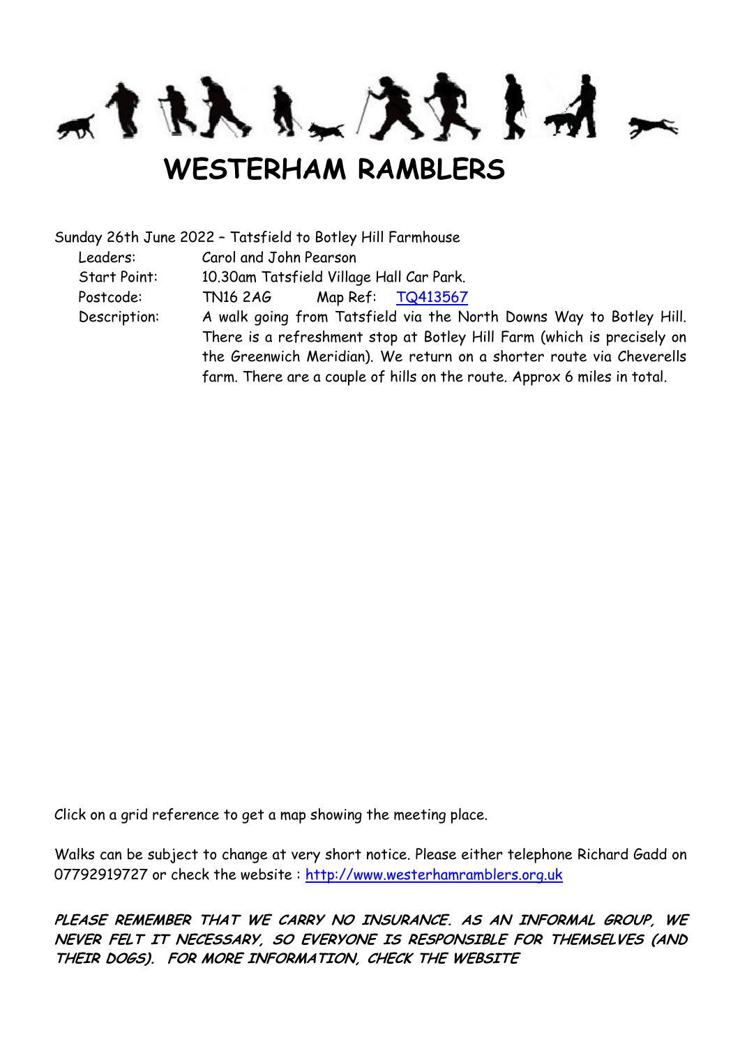# WESTERHAM RAMBLERS

Sunday 26th June 2022 – Tatsfield to Botley Hill Farmhouse

| | |
|---|---|
| Leaders: | Carol and John Pearson |
| Start Point: | 10.30am Tatsfield Village Hall Car Park. |
| Postcode: | TN16 2AG Map Ref: [TQ413567] |
| Description: | A walk going from Tatsfield via the North Downs Way to Botley Hill. There is a refreshment stop at Botley Hill Farm (which is precisely on the Greenwich Meridian). We return on a shorter route via Cheverells farm. There are a couple of hills on the route. Approx 6 miles in total. |

Click on a grid reference to get a map showing the meeting place.

Walks can be subject to change at very short notice. Please either telephone Richard Gadd on 07792919727 or check the website : http://www.westerhamramblers.org.uk

***PLEASE REMEMBER THAT WE CARRY NO INSURANCE. AS AN INFORMAL GROUP, WE NEVER FELT IT NECESSARY, SO EVERYONE IS RESPONSIBLE FOR THEMSELVES (AND THEIR DOGS). FOR MORE INFORMATION, CHECK THE WEBSITE***